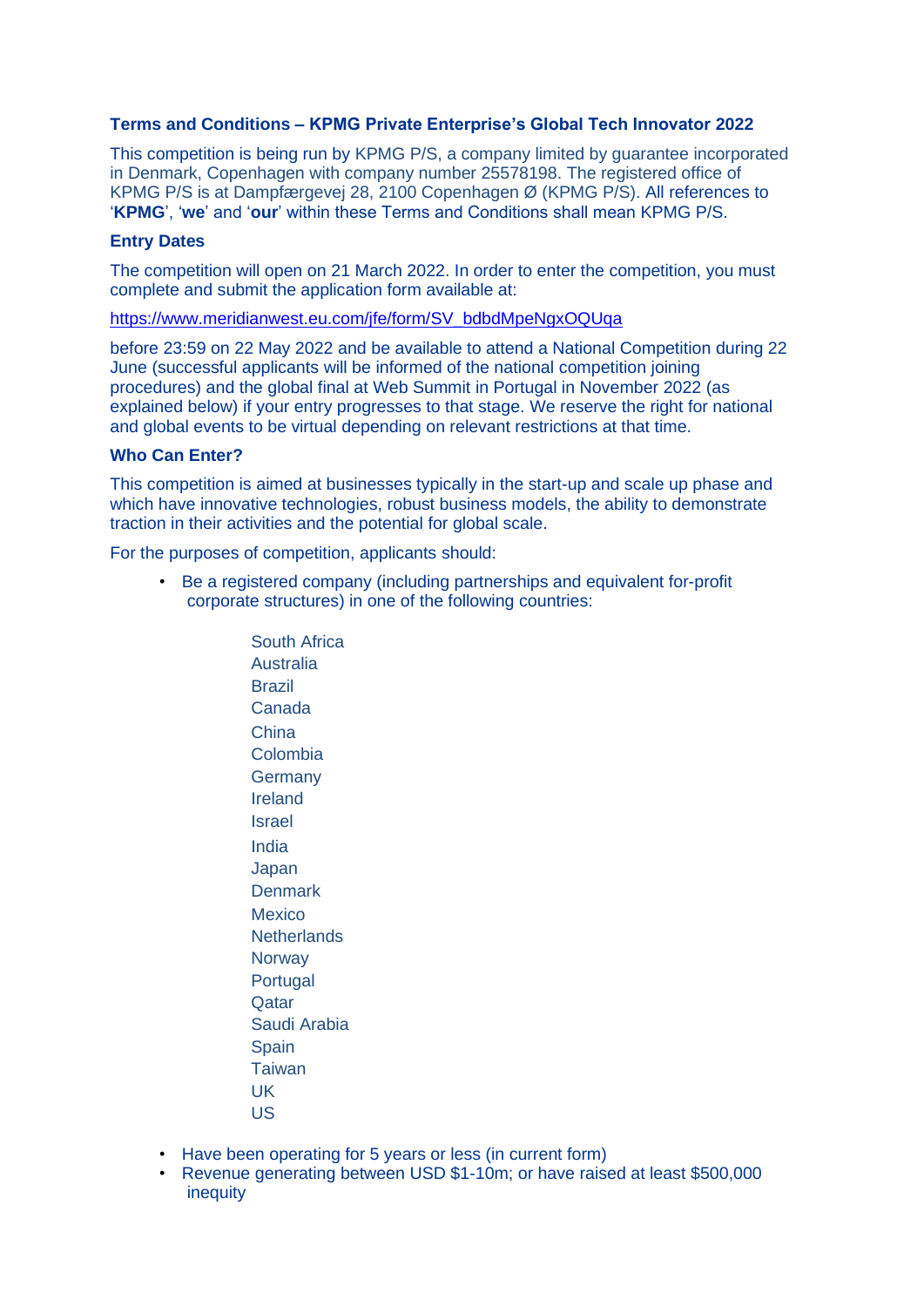## Terms and Conditions – KPMG Private Enterprise's Global Tech Innovator 2022

This competition is being run by KPMG P/S, a company limited by guarantee incorporated in Denmark, Copenhagen with company number 25578198. The registered office of KPMG P/S is at Dampfærgevej 28, 2100 Copenhagen Ø (KPMG P/S). All references to '**KPMG**', '**we**' and '**our**' within these Terms and Conditions shall mean KPMG P/S.

### Entry Dates

The competition will open on 21 March 2022. In order to enter the competition, you must complete and submit the application form available at:

https://www.meridianwest.eu.com/jfe/form/SV_bdbdMpeNgxOQUqa

before 23:59 on 22 May 2022 and be available to attend a National Competition during 22 June (successful applicants will be informed of the national competition joining procedures) and the global final at Web Summit in Portugal in November 2022 (as explained below) if your entry progresses to that stage. We reserve the right for national and global events to be virtual depending on relevant restrictions at that time.

### Who Can Enter?

This competition is aimed at businesses typically in the start-up and scale up phase and which have innovative technologies, robust business models, the ability to demonstrate traction in their activities and the potential for global scale.

For the purposes of competition, applicants should:

- Be a registered company (including partnerships and equivalent for-profit corporate structures) in one of the following countries:

  South Africa
  Australia
  Brazil
  Canada
  China
  Colombia
  Germany
  Ireland
  Israel
  India
  Japan
  Denmark
  Mexico
  Netherlands
  Norway
  Portugal
  Qatar
  Saudi Arabia
  Spain
  Taiwan
  UK
  US

- Have been operating for 5 years or less (in current form)
- Revenue generating between USD $1-10m; or have raised at least $500,000 inequity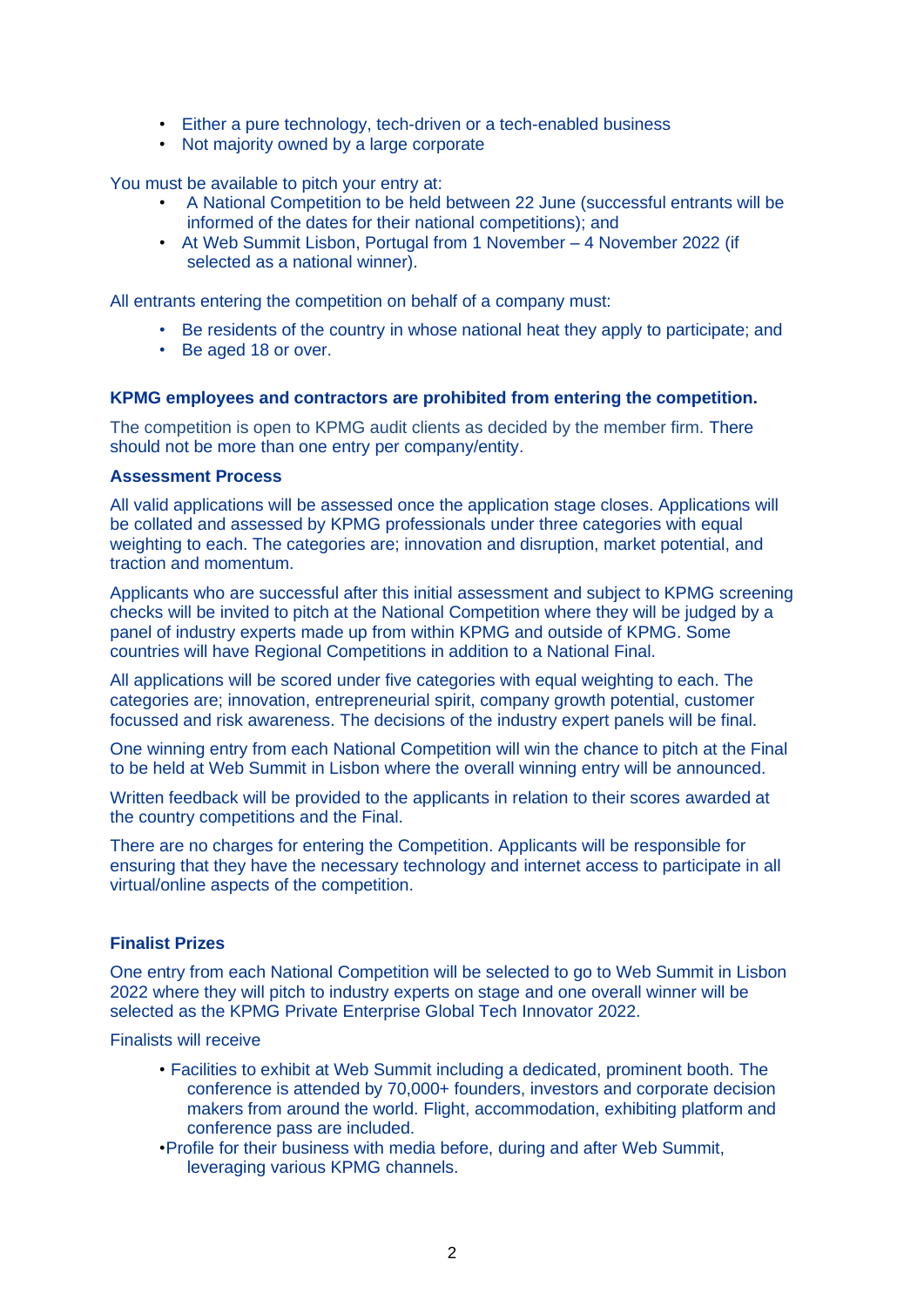- Either a pure technology, tech-driven or a tech-enabled business
- Not majority owned by a large corporate

You must be available to pitch your entry at:

- A National Competition to be held between 22 June (successful entrants will be informed of the dates for their national competitions); and
- At Web Summit Lisbon, Portugal from 1 November – 4 November 2022 (if selected as a national winner).

All entrants entering the competition on behalf of a company must:

- Be residents of the country in whose national heat they apply to participate; and
- Be aged 18 or over.

**KPMG employees and contractors are prohibited from entering the competition.**

The competition is open to KPMG audit clients as decided by the member firm. There should not be more than one entry per company/entity.

**Assessment Process**

All valid applications will be assessed once the application stage closes. Applications will be collated and assessed by KPMG professionals under three categories with equal weighting to each. The categories are; innovation and disruption, market potential, and traction and momentum.

Applicants who are successful after this initial assessment and subject to KPMG screening checks will be invited to pitch at the National Competition where they will be judged by a panel of industry experts made up from within KPMG and outside of KPMG. Some countries will have Regional Competitions in addition to a National Final.

All applications will be scored under five categories with equal weighting to each. The categories are; innovation, entrepreneurial spirit, company growth potential, customer focussed and risk awareness. The decisions of the industry expert panels will be final.

One winning entry from each National Competition will win the chance to pitch at the Final to be held at Web Summit in Lisbon where the overall winning entry will be announced.

Written feedback will be provided to the applicants in relation to their scores awarded at the country competitions and the Final.

There are no charges for entering the Competition. Applicants will be responsible for ensuring that they have the necessary technology and internet access to participate in all virtual/online aspects of the competition.

**Finalist Prizes**

One entry from each National Competition will be selected to go to Web Summit in Lisbon 2022 where they will pitch to industry experts on stage and one overall winner will be selected as the KPMG Private Enterprise Global Tech Innovator 2022.

Finalists will receive

- Facilities to exhibit at Web Summit including a dedicated, prominent booth. The conference is attended by 70,000+ founders, investors and corporate decision makers from around the world. Flight, accommodation, exhibiting platform and conference pass are included.
- Profile for their business with media before, during and after Web Summit, leveraging various KPMG channels.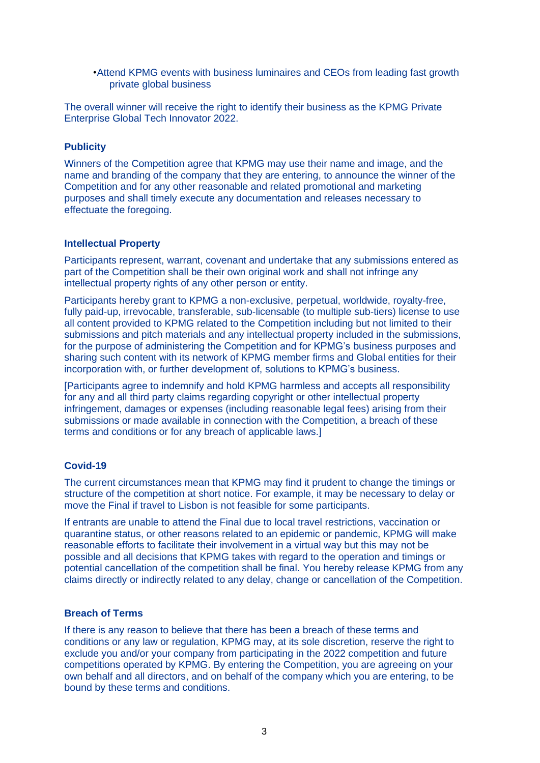- Attend KPMG events with business luminaires and CEOs from leading fast growth private global business

The overall winner will receive the right to identify their business as the KPMG Private Enterprise Global Tech Innovator 2022.

**Publicity**

Winners of the Competition agree that KPMG may use their name and image, and the name and branding of the company that they are entering, to announce the winner of the Competition and for any other reasonable and related promotional and marketing purposes and shall timely execute any documentation and releases necessary to effectuate the foregoing.

**Intellectual Property**

Participants represent, warrant, covenant and undertake that any submissions entered as part of the Competition shall be their own original work and shall not infringe any intellectual property rights of any other person or entity.

Participants hereby grant to KPMG a non-exclusive, perpetual, worldwide, royalty-free, fully paid-up, irrevocable, transferable, sub-licensable (to multiple sub-tiers) license to use all content provided to KPMG related to the Competition including but not limited to their submissions and pitch materials and any intellectual property included in the submissions, for the purpose of administering the Competition and for KPMG's business purposes and sharing such content with its network of KPMG member firms and Global entities for their incorporation with, or further development of, solutions to KPMG's business.

[Participants agree to indemnify and hold KPMG harmless and accepts all responsibility for any and all third party claims regarding copyright or other intellectual property infringement, damages or expenses (including reasonable legal fees) arising from their submissions or made available in connection with the Competition, a breach of these terms and conditions or for any breach of applicable laws.]

**Covid-19**

The current circumstances mean that KPMG may find it prudent to change the timings or structure of the competition at short notice. For example, it may be necessary to delay or move the Final if travel to Lisbon is not feasible for some participants.

If entrants are unable to attend the Final due to local travel restrictions, vaccination or quarantine status, or other reasons related to an epidemic or pandemic, KPMG will make reasonable efforts to facilitate their involvement in a virtual way but this may not be possible and all decisions that KPMG takes with regard to the operation and timings or potential cancellation of the competition shall be final. You hereby release KPMG from any claims directly or indirectly related to any delay, change or cancellation of the Competition.

**Breach of Terms**

If there is any reason to believe that there has been a breach of these terms and conditions or any law or regulation, KPMG may, at its sole discretion, reserve the right to exclude you and/or your company from participating in the 2022 competition and future competitions operated by KPMG. By entering the Competition, you are agreeing on your own behalf and all directors, and on behalf of the company which you are entering, to be bound by these terms and conditions.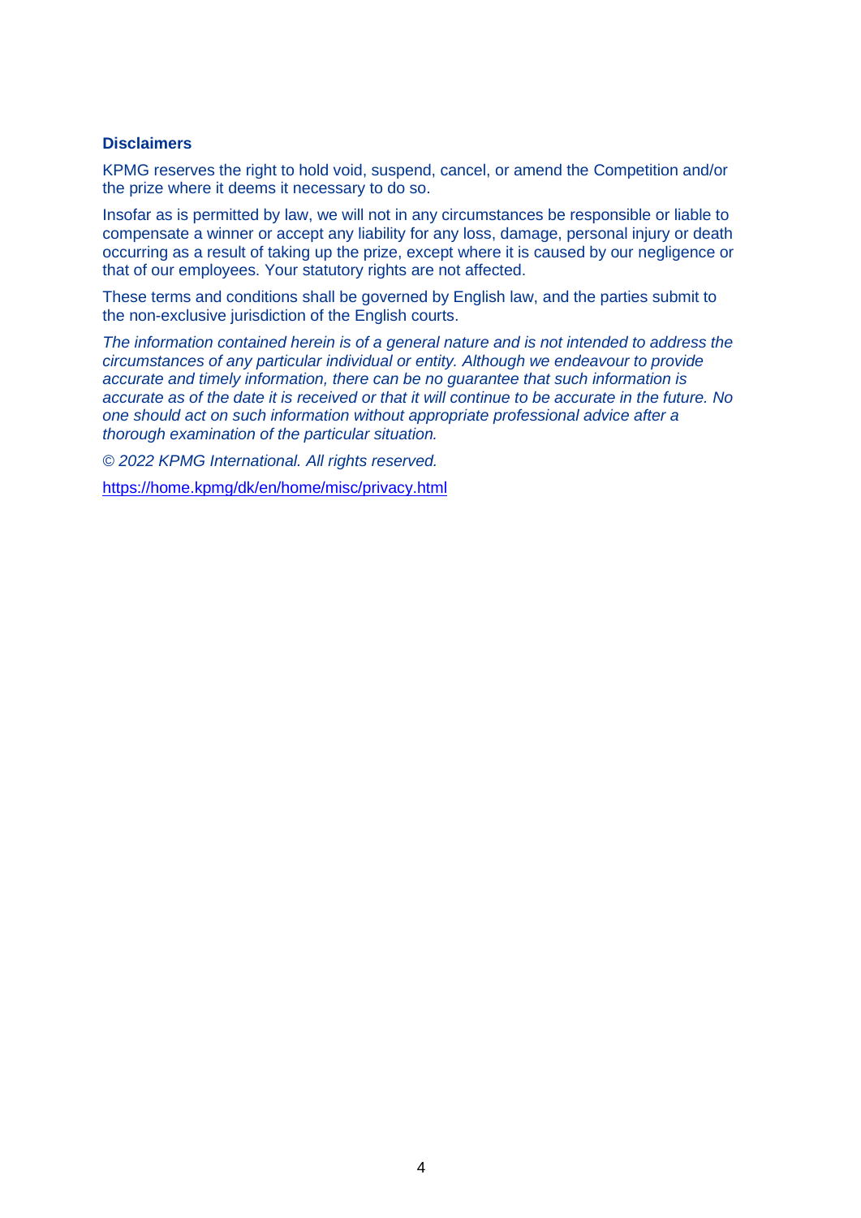**Disclaimers**

KPMG reserves the right to hold void, suspend, cancel, or amend the Competition and/or the prize where it deems it necessary to do so.

Insofar as is permitted by law, we will not in any circumstances be responsible or liable to compensate a winner or accept any liability for any loss, damage, personal injury or death occurring as a result of taking up the prize, except where it is caused by our negligence or that of our employees. Your statutory rights are not affected.

These terms and conditions shall be governed by English law, and the parties submit to the non-exclusive jurisdiction of the English courts.

*The information contained herein is of a general nature and is not intended to address the circumstances of any particular individual or entity. Although we endeavour to provide accurate and timely information, there can be no guarantee that such information is accurate as of the date it is received or that it will continue to be accurate in the future. No one should act on such information without appropriate professional advice after a thorough examination of the particular situation.*

*© 2022 KPMG International. All rights reserved.*

https://home.kpmg/dk/en/home/misc/privacy.html